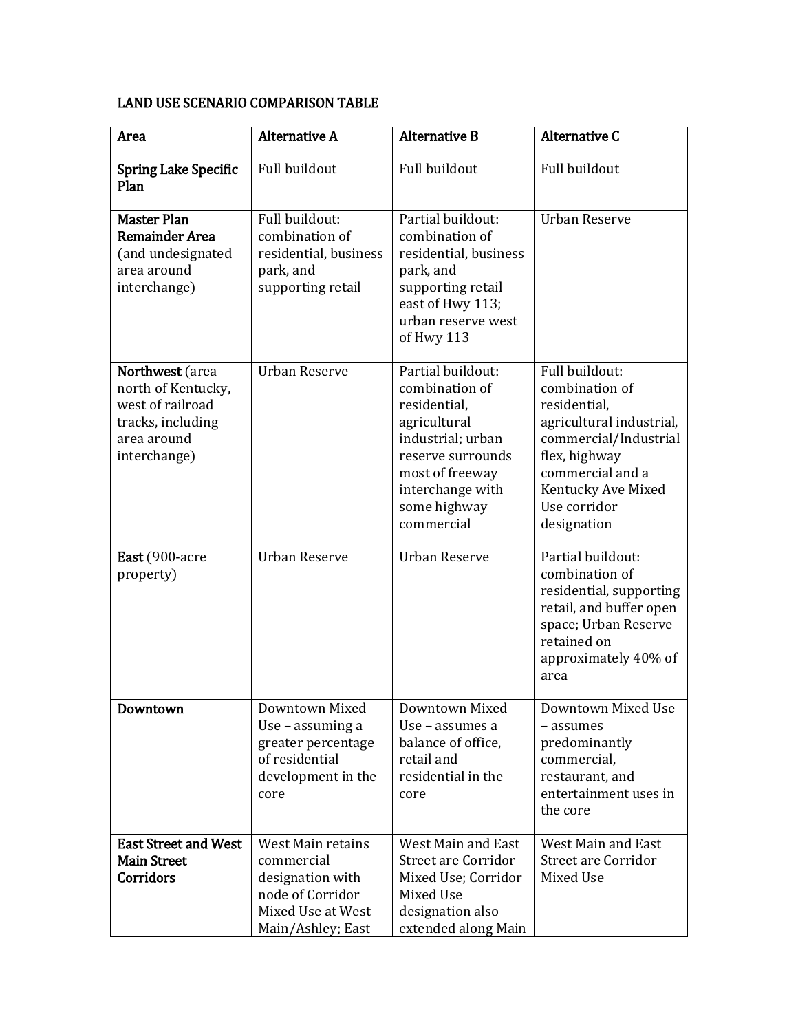LAND USE SCENARIO COMPARISON TABLE

| Area | Alternative A | Alternative B | Alternative C |
|---|---|---|---|
| **Spring Lake Specific Plan** | Full buildout | Full buildout | Full buildout |
| **Master Plan Remainder Area** (and undesignated area around interchange) | Full buildout: combination of residential, business park, and supporting retail | Partial buildout: combination of residential, business park, and supporting retail east of Hwy 113; urban reserve west of Hwy 113 | Urban Reserve |
| **Northwest** (area north of Kentucky, west of railroad tracks, including area around interchange) | Urban Reserve | Partial buildout: combination of residential, agricultural industrial; urban reserve surrounds most of freeway interchange with some highway commercial | Full buildout: combination of residential, agricultural industrial, commercial/Industrial flex, highway commercial and a Kentucky Ave Mixed Use corridor designation |
| **East** (900-acre property) | Urban Reserve | Urban Reserve | Partial buildout: combination of residential, supporting retail, and buffer open space; Urban Reserve retained on approximately 40% of area |
| **Downtown** | Downtown Mixed Use – assuming a greater percentage of residential development in the core | Downtown Mixed Use – assumes a balance of office, retail and residential in the core | Downtown Mixed Use – assumes predominantly commercial, restaurant, and entertainment uses in the core |
| **East Street and West Main Street Corridors** | West Main retains commercial designation with node of Corridor Mixed Use at West Main/Ashley; East | West Main and East Street are Corridor Mixed Use; Corridor Mixed Use designation also extended along Main | West Main and East Street are Corridor Mixed Use |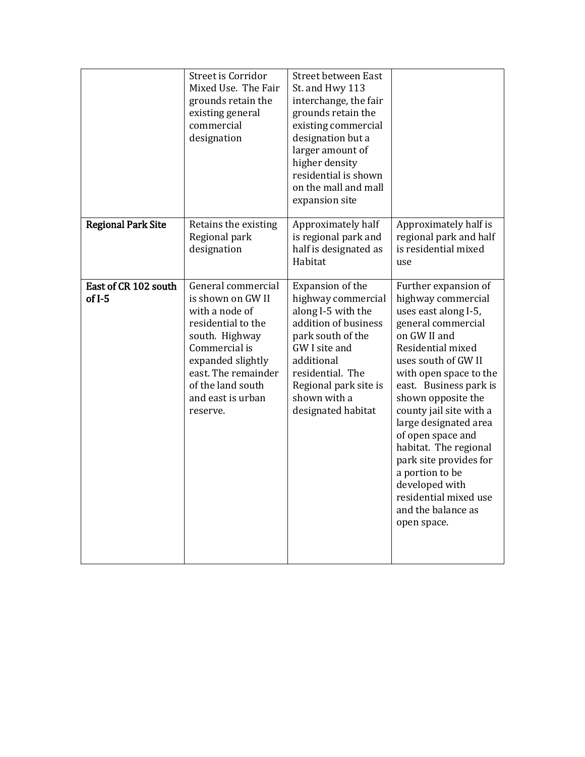| | | | |
|---|---|---|---|
| | Street is Corridor Mixed Use. The Fair grounds retain the existing general commercial designation | Street between East St. and Hwy 113 interchange, the fair grounds retain the existing commercial designation but a larger amount of higher density residential is shown on the mall and mall expansion site | |
| **Regional Park Site** | Retains the existing Regional park designation | Approximately half is regional park and half is designated as Habitat | Approximately half is regional park and half is residential mixed use |
| **East of CR 102 south of I-5** | General commercial is shown on GW II with a node of residential to the south. Highway Commercial is expanded slightly east. The remainder of the land south and east is urban reserve. | Expansion of the highway commercial along I-5 with the addition of business park south of the GW I site and additional residential. The Regional park site is shown with a designated habitat | Further expansion of highway commercial uses east along I-5, general commercial on GW II and Residential mixed uses south of GW II with open space to the east. Business park is shown opposite the county jail site with a large designated area of open space and habitat. The regional park site provides for a portion to be developed with residential mixed use and the balance as open space. |